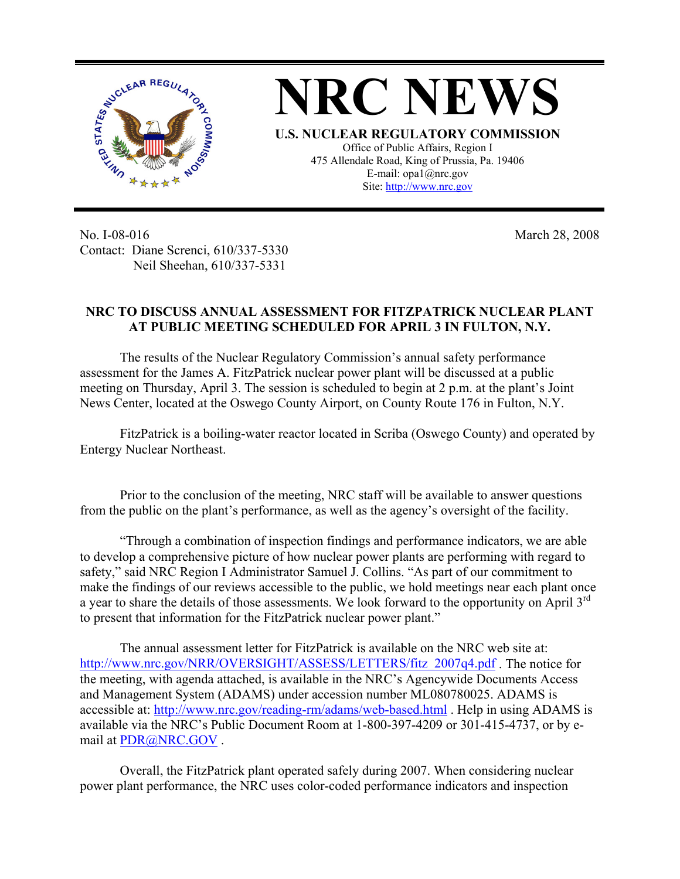# NRC NEWS

**U.S. NUCLEAR REGULATORY COMMISSION**
Office of Public Affairs, Region I
475 Allendale Road, King of Prussia, Pa. 19406
E-mail: opa1@nrc.gov
Site: http://www.nrc.gov

No. I-08-016 March 28, 2008
Contact: Diane Screnci, 610/337-5330
Neil Sheehan, 610/337-5331

**NRC TO DISCUSS ANNUAL ASSESSMENT FOR FITZPATRICK NUCLEAR PLANT AT PUBLIC MEETING SCHEDULED FOR APRIL 3 IN FULTON, N.Y.**

The results of the Nuclear Regulatory Commission's annual safety performance assessment for the James A. FitzPatrick nuclear power plant will be discussed at a public meeting on Thursday, April 3. The session is scheduled to begin at 2 p.m. at the plant's Joint News Center, located at the Oswego County Airport, on County Route 176 in Fulton, N.Y.

FitzPatrick is a boiling-water reactor located in Scriba (Oswego County) and operated by Entergy Nuclear Northeast.

Prior to the conclusion of the meeting, NRC staff will be available to answer questions from the public on the plant's performance, as well as the agency's oversight of the facility.

"Through a combination of inspection findings and performance indicators, we are able to develop a comprehensive picture of how nuclear power plants are performing with regard to safety," said NRC Region I Administrator Samuel J. Collins. "As part of our commitment to make the findings of our reviews accessible to the public, we hold meetings near each plant once a year to share the details of those assessments. We look forward to the opportunity on April 3rd to present that information for the FitzPatrick nuclear power plant."

The annual assessment letter for FitzPatrick is available on the NRC web site at: http://www.nrc.gov/NRR/OVERSIGHT/ASSESS/LETTERS/fitz_2007q4.pdf . The notice for the meeting, with agenda attached, is available in the NRC's Agencywide Documents Access and Management System (ADAMS) under accession number ML080780025. ADAMS is accessible at: http://www.nrc.gov/reading-rm/adams/web-based.html . Help in using ADAMS is available via the NRC's Public Document Room at 1-800-397-4209 or 301-415-4737, or by e-mail at PDR@NRC.GOV .

Overall, the FitzPatrick plant operated safely during 2007. When considering nuclear power plant performance, the NRC uses color-coded performance indicators and inspection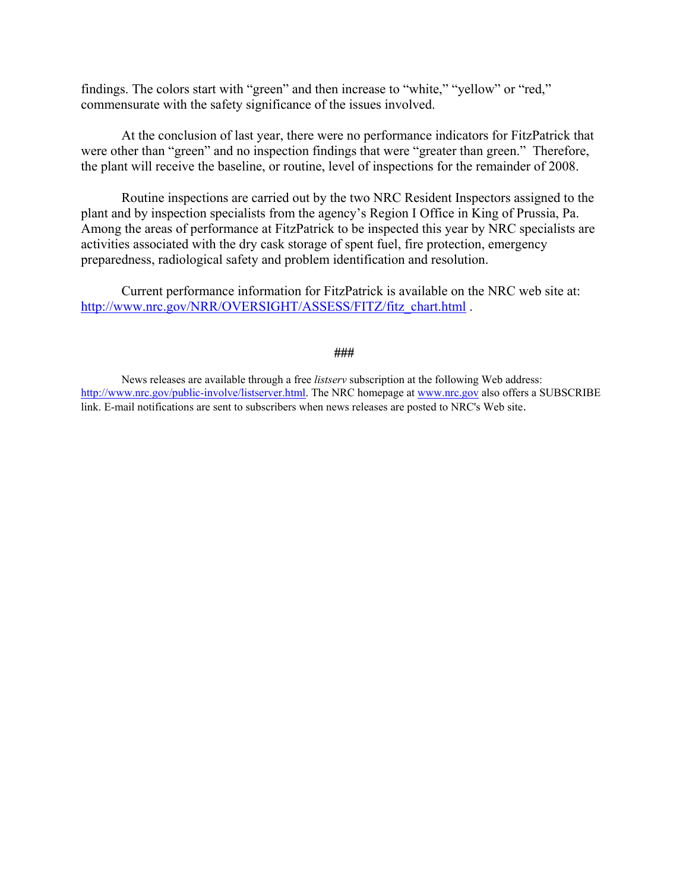findings. The colors start with "green" and then increase to "white," "yellow" or "red," commensurate with the safety significance of the issues involved.

At the conclusion of last year, there were no performance indicators for FitzPatrick that were other than "green" and no inspection findings that were "greater than green." Therefore, the plant will receive the baseline, or routine, level of inspections for the remainder of 2008.

Routine inspections are carried out by the two NRC Resident Inspectors assigned to the plant and by inspection specialists from the agency's Region I Office in King of Prussia, Pa. Among the areas of performance at FitzPatrick to be inspected this year by NRC specialists are activities associated with the dry cask storage of spent fuel, fire protection, emergency preparedness, radiological safety and problem identification and resolution.

Current performance information for FitzPatrick is available on the NRC web site at: http://www.nrc.gov/NRR/OVERSIGHT/ASSESS/FITZ/fitz_chart.html .

###

News releases are available through a free *listserv* subscription at the following Web address: http://www.nrc.gov/public-involve/listserver.html. The NRC homepage at www.nrc.gov also offers a SUBSCRIBE link. E-mail notifications are sent to subscribers when news releases are posted to NRC's Web site.